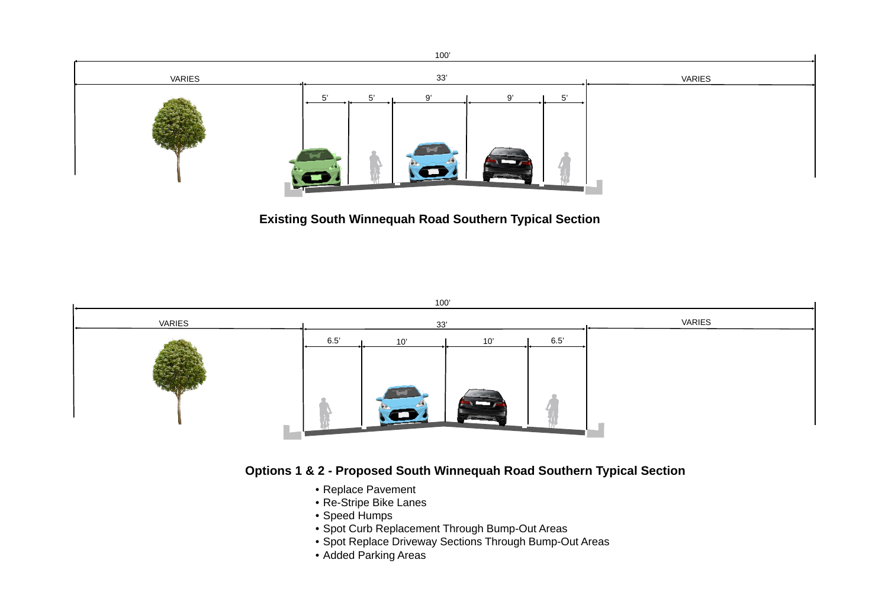100'

VARIES | 33' | VARIES

5' | 5' | 9' | 9' | 5'

**Existing South Winnequah Road Southern Typical Section**

100'

VARIES | 33' | VARIES

6.5' | 10' | 10' | 6.5'

**Options 1 & 2 - Proposed South Winnequah Road Southern Typical Section**

- Replace Pavement
- Re-Stripe Bike Lanes
- Speed Humps
- Spot Curb Replacement Through Bump-Out Areas
- Spot Replace Driveway Sections Through Bump-Out Areas
- Added Parking Areas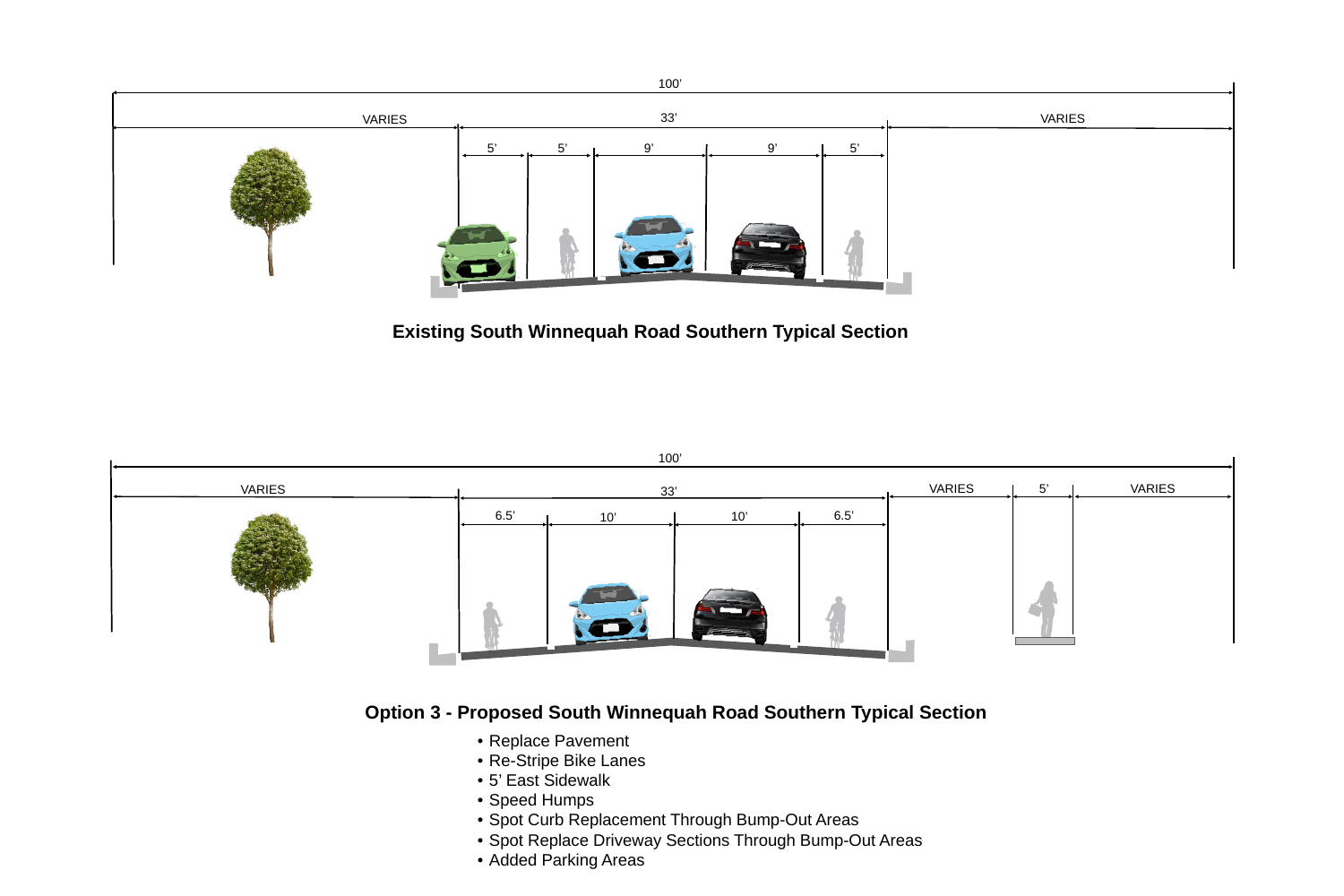100'

| VARIES | 33' | | | | | VARIES |
|---|---|---|---|---|---|---|
| | 5' | 5' | 9' | 9' | 5' | |

**Existing South Winnequah Road Southern Typical Section**

100'

| VARIES | 33' | | | | VARIES | 5' | VARIES |
|---|---|---|---|---|---|---|---|
| | 6.5' | 10' | 10' | 6.5' | | | |

**Option 3 - Proposed South Winnequah Road Southern Typical Section**

- Replace Pavement
- Re-Stripe Bike Lanes
- 5' East Sidewalk
- Speed Humps
- Spot Curb Replacement Through Bump-Out Areas
- Spot Replace Driveway Sections Through Bump-Out Areas
- Added Parking Areas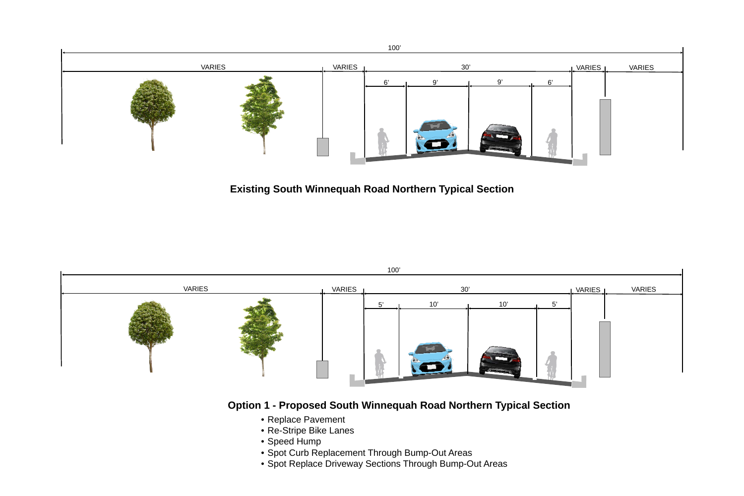100'

VARIES | VARIES | 30' | VARIES | VARIES

6' | 9' | 9' | 6'

**Existing South Winnequah Road Northern Typical Section**

100'

VARIES | VARIES | 30' | VARIES | VARIES

5' | 10' | 10' | 5'

**Option 1 - Proposed South Winnequah Road Northern Typical Section**

- Replace Pavement
- Re-Stripe Bike Lanes
- Speed Hump
- Spot Curb Replacement Through Bump-Out Areas
- Spot Replace Driveway Sections Through Bump-Out Areas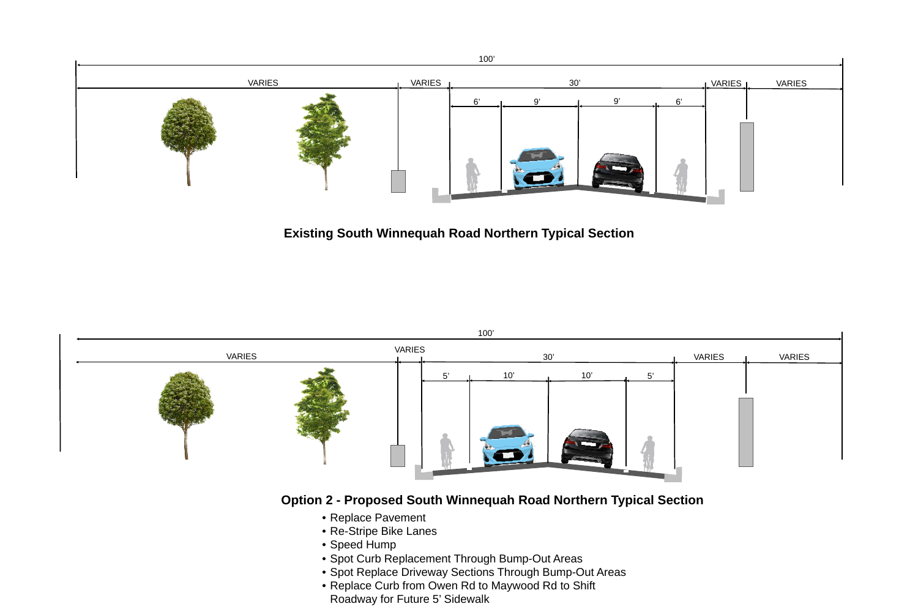100’

VARIES | VARIES | 30’ | VARIES | VARIES

6’ | 9’ | 9’ | 6’

**Existing South Winnequah Road Northern Typical Section**

100’

VARIES | VARIES | 30’ | VARIES | VARIES

5’ | 10’ | 10’ | 5’

**Option 2 - Proposed South Winnequah Road Northern Typical Section**

- Replace Pavement
- Re-Stripe Bike Lanes
- Speed Hump
- Spot Curb Replacement Through Bump-Out Areas
- Spot Replace Driveway Sections Through Bump-Out Areas
- Replace Curb from Owen Rd to Maywood Rd to Shift Roadway for Future 5’ Sidewalk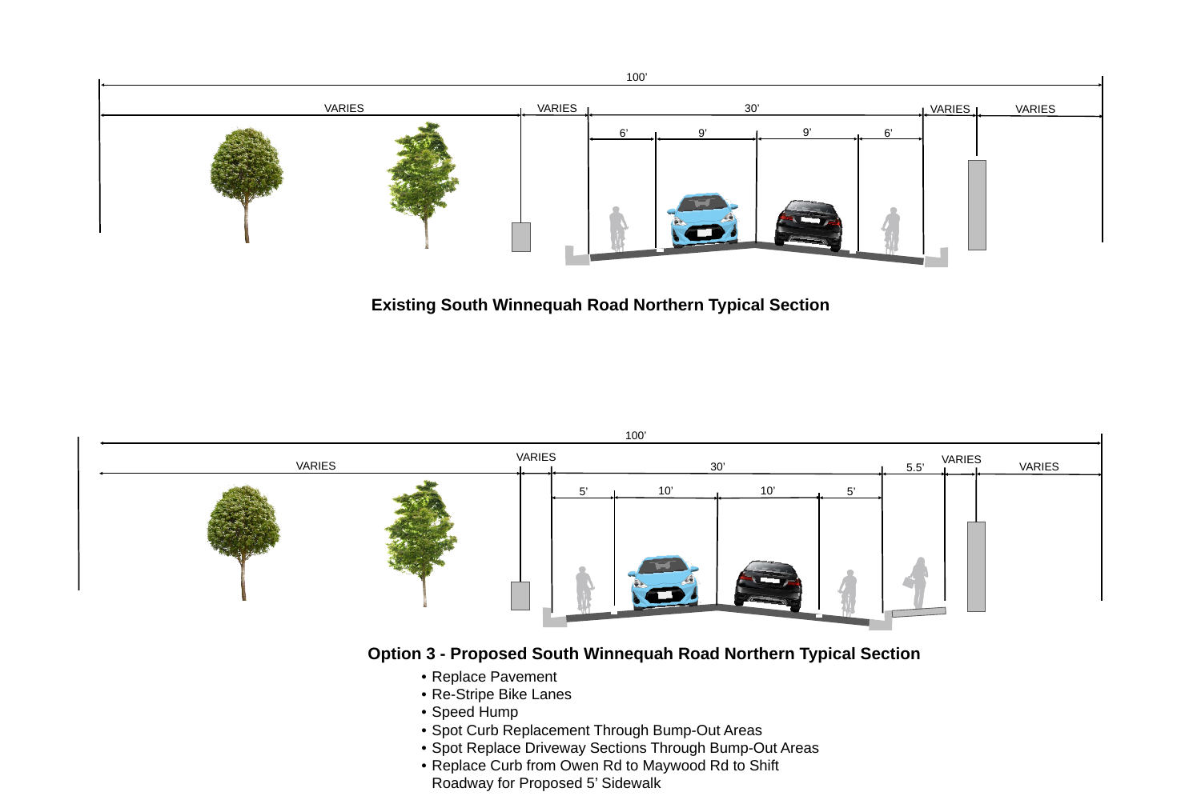100'

VARIES

VARIES

30'

VARIES

VARIES

6'

9'

9'

6'

**Existing South Winnequah Road Northern Typical Section**

100'

VARIES

VARIES

30'

5.5'

VARIES

VARIES

5'

10'

10'

5'

**Option 3 - Proposed South Winnequah Road Northern Typical Section**

- Replace Pavement
- Re-Stripe Bike Lanes
- Speed Hump
- Spot Curb Replacement Through Bump-Out Areas
- Spot Replace Driveway Sections Through Bump-Out Areas
- Replace Curb from Owen Rd to Maywood Rd to Shift Roadway for Proposed 5' Sidewalk